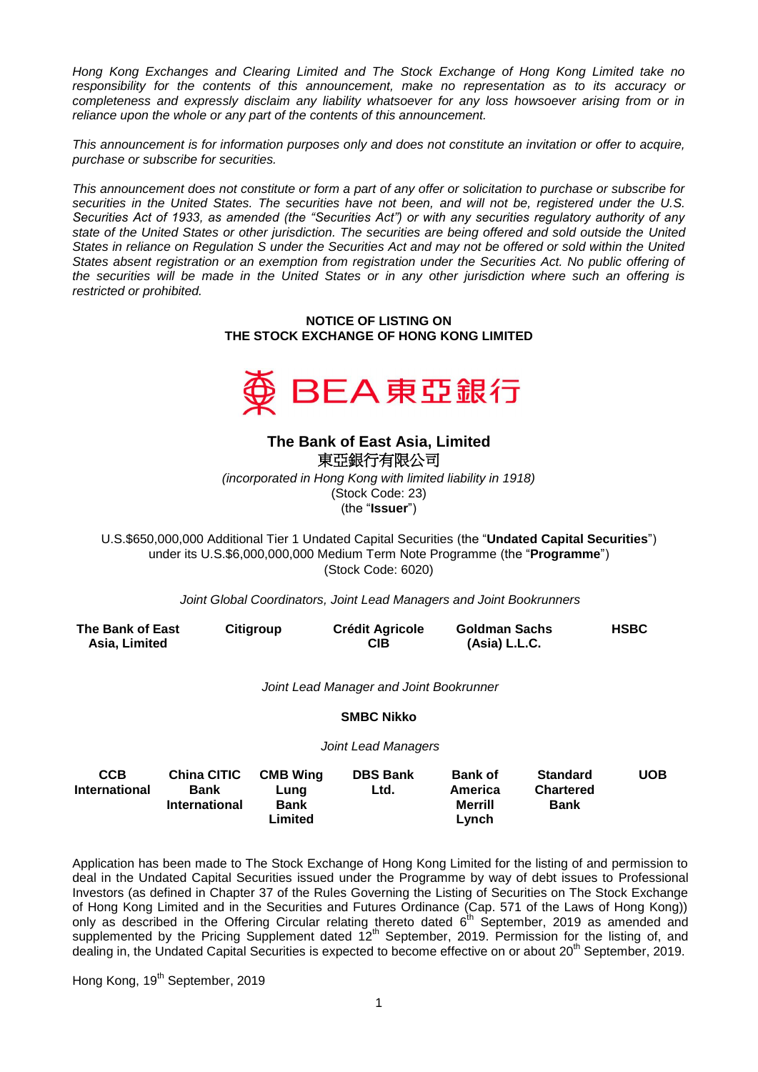*Hong Kong Exchanges and Clearing Limited and The Stock Exchange of Hong Kong Limited take no responsibility for the contents of this announcement, make no representation as to its accuracy or completeness and expressly disclaim any liability whatsoever for any loss howsoever arising from or in reliance upon the whole or any part of the contents of this announcement.*

*This announcement is for information purposes only and does not constitute an invitation or offer to acquire, purchase or subscribe for securities.*

*This announcement does not constitute or form a part of any offer or solicitation to purchase or subscribe for securities in the United States. The securities have not been, and will not be, registered under the U.S. Securities Act of 1933, as amended (the "Securities Act") or with any securities regulatory authority of any state of the United States or other jurisdiction. The securities are being offered and sold outside the United States in reliance on Regulation S under the Securities Act and may not be offered or sold within the United States absent registration or an exemption from registration under the Securities Act. No public offering of the securities will be made in the United States or in any other jurisdiction where such an offering is restricted or prohibited.*

**NOTICE OF LISTING ON**
**THE STOCK EXCHANGE OF HONG KONG LIMITED**

BEA 東亞銀行

**The Bank of East Asia, Limited**
東亞銀行有限公司
*(incorporated in Hong Kong with limited liability in 1918)*
(Stock Code: 23)
(the "**Issuer**")

U.S.$650,000,000 Additional Tier 1 Undated Capital Securities (the "**Undated Capital Securities**") under its U.S.$6,000,000,000 Medium Term Note Programme (the "**Programme**")
(Stock Code: 6020)

*Joint Global Coordinators, Joint Lead Managers and Joint Bookrunners*

**The Bank of East Asia, Limited** | **Citigroup** | **Crédit Agricole CIB** | **Goldman Sachs (Asia) L.L.C.** | **HSBC**

*Joint Lead Manager and Joint Bookrunner*

**SMBC Nikko**

*Joint Lead Managers*

**CCB International** | **China CITIC Bank International** | **CMB Wing Lung Bank Limited** | **DBS Bank Ltd.** | **Bank of America Merrill Lynch** | **Standard Chartered Bank** | **UOB**

Application has been made to The Stock Exchange of Hong Kong Limited for the listing of and permission to deal in the Undated Capital Securities issued under the Programme by way of debt issues to Professional Investors (as defined in Chapter 37 of the Rules Governing the Listing of Securities on The Stock Exchange of Hong Kong Limited and in the Securities and Futures Ordinance (Cap. 571 of the Laws of Hong Kong)) only as described in the Offering Circular relating thereto dated 6th September, 2019 as amended and supplemented by the Pricing Supplement dated 12th September, 2019. Permission for the listing of, and dealing in, the Undated Capital Securities is expected to become effective on or about 20th September, 2019.

Hong Kong, 19th September, 2019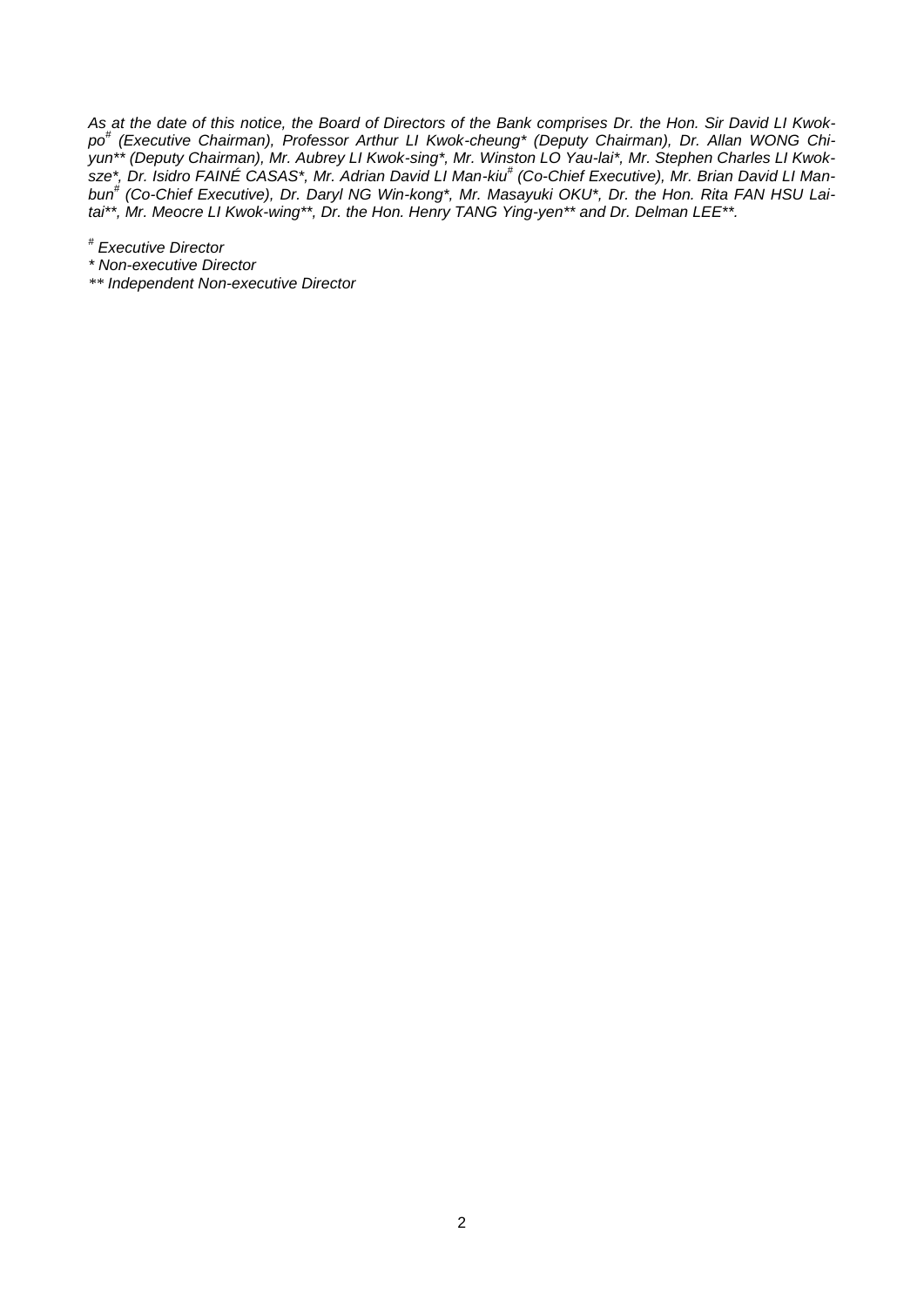*As at the date of this notice, the Board of Directors of the Bank comprises Dr. the Hon. Sir David LI Kwok-po[#] (Executive Chairman), Professor Arthur LI Kwok-cheung* (Deputy Chairman), Dr. Allan WONG Chi-yun** (Deputy Chairman), Mr. Aubrey LI Kwok-sing*, Mr. Winston LO Yau-lai*, Mr. Stephen Charles LI Kwok-sze*, Dr. Isidro FAINÉ CASAS*, Mr. Adrian David LI Man-kiu[#] (Co-Chief Executive), Mr. Brian David LI Man-bun[#] (Co-Chief Executive), Dr. Daryl NG Win-kong*, Mr. Masayuki OKU*, Dr. the Hon. Rita FAN HSU Lai-tai**, Mr. Meocre LI Kwok-wing**, Dr. the Hon. Henry TANG Ying-yen** and Dr. Delman LEE**.*

*[#] Executive Director*

** Non-executive Director*

*** Independent Non-executive Director*